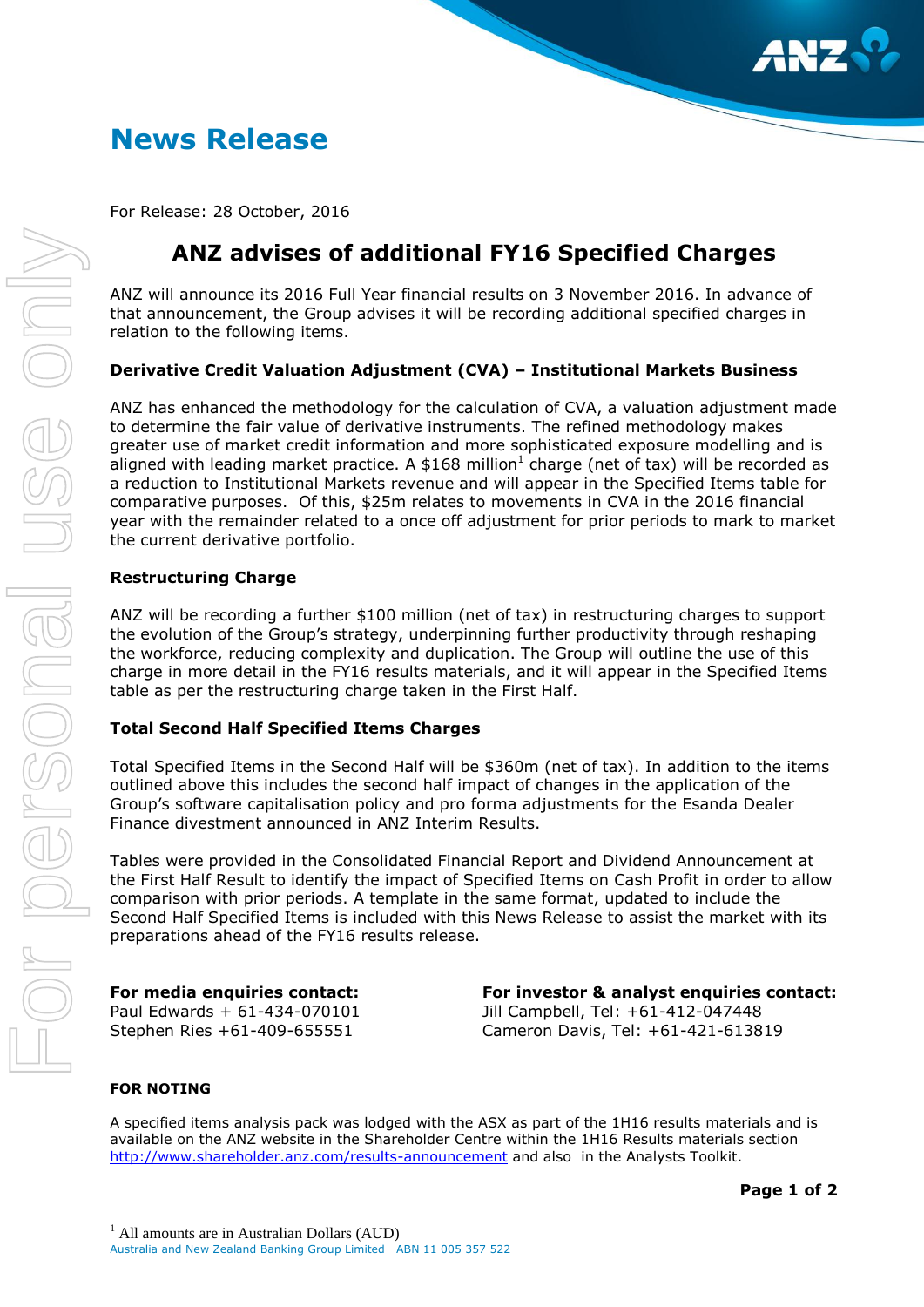# News Release

For Release: 28 October, 2016

## ANZ advises of additional FY16 Specified Charges

ANZ will announce its 2016 Full Year financial results on 3 November 2016. In advance of that announcement, the Group advises it will be recording additional specified charges in relation to the following items.

### Derivative Credit Valuation Adjustment (CVA) – Institutional Markets Business

ANZ has enhanced the methodology for the calculation of CVA, a valuation adjustment made to determine the fair value of derivative instruments. The refined methodology makes greater use of market credit information and more sophisticated exposure modelling and is aligned with leading market practice. A $168 million[1] charge (net of tax) will be recorded as a reduction to Institutional Markets revenue and will appear in the Specified Items table for comparative purposes. Of this, $25m relates to movements in CVA in the 2016 financial year with the remainder related to a once off adjustment for prior periods to mark to market the current derivative portfolio.

### Restructuring Charge

ANZ will be recording a further $100 million (net of tax) in restructuring charges to support the evolution of the Group's strategy, underpinning further productivity through reshaping the workforce, reducing complexity and duplication. The Group will outline the use of this charge in more detail in the FY16 results materials, and it will appear in the Specified Items table as per the restructuring charge taken in the First Half.

### Total Second Half Specified Items Charges

Total Specified Items in the Second Half will be $360m (net of tax). In addition to the items outlined above this includes the second half impact of changes in the application of the Group's software capitalisation policy and pro forma adjustments for the Esanda Dealer Finance divestment announced in ANZ Interim Results.

Tables were provided in the Consolidated Financial Report and Dividend Announcement at the First Half Result to identify the impact of Specified Items on Cash Profit in order to allow comparison with prior periods. A template in the same format, updated to include the Second Half Specified Items is included with this News Release to assist the market with its preparations ahead of the FY16 results release.

**For media enquiries contact:**
Paul Edwards + 61-434-070101
Stephen Ries +61-409-655551

**For investor & analyst enquiries contact:**
Jill Campbell, Tel: +61-412-047448
Cameron Davis, Tel: +61-421-613819

**FOR NOTING**

A specified items analysis pack was lodged with the ASX as part of the 1H16 results materials and is available on the ANZ website in the Shareholder Centre within the 1H16 Results materials section http://www.shareholder.anz.com/results-announcement and also in the Analysts Toolkit.

[1] All amounts are in Australian Dollars (AUD)

Australia and New Zealand Banking Group Limited ABN 11 005 357 522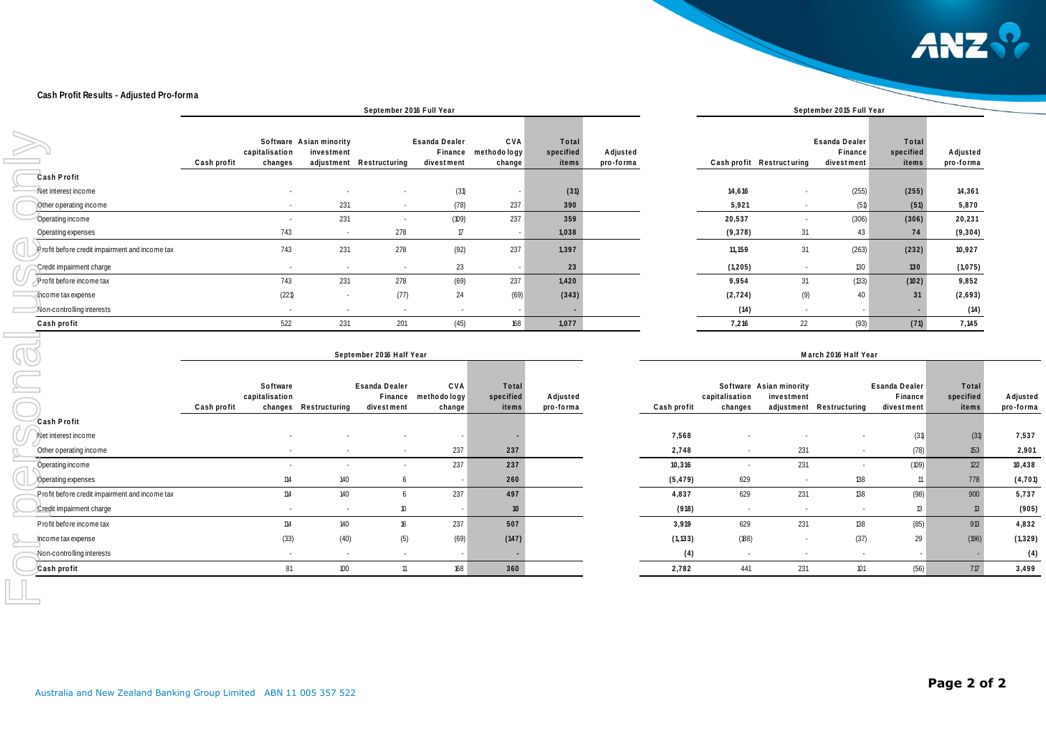## Cash Profit Results - Adjusted Pro-forma

**September 2016 Full Year**

| | Cash profit | Software capitalisation changes | Asian minority investment adjustment | Restructuring | Esanda Dealer Finance divestment | CVA methodology change | Total specified items | Adjusted pro-forma |
|---|---|---|---|---|---|---|---|---|
| **Cash Profit** | | | | | | | | |
| Net interest income | | - | - | - | (31) | - | (31) | |
| Other operating income | | - | 231 | - | (78) | 237 | 390 | |
| Operating income | | - | 231 | - | (109) | 237 | 359 | |
| Operating expenses | | 743 | - | 278 | 17 | - | 1,038 | |
| Profit before credit impairment and income tax | | 743 | 231 | 278 | (92) | 237 | 1,397 | |
| Credit impairment charge | | - | - | - | 23 | - | 23 | |
| Profit before income tax | | 743 | 231 | 278 | (69) | 237 | 1,420 | |
| Income tax expense | | (221) | - | (77) | 24 | (69) | (343) | |
| Non-controlling interests | | - | - | - | - | - | - | |
| **Cash profit** | | 522 | 231 | 201 | (45) | 168 | 1,077 | |

**September 2015 Full Year**

| | Cash profit | Restructuring | Esanda Dealer Finance divestment | Total specified items | Adjusted pro-forma |
|---|---|---|---|---|---|
| **Cash Profit** | | | | | |
| Net interest income | 14,616 | - | (255) | (255) | 14,361 |
| Other operating income | 5,921 | - | (51) | (51) | 5,870 |
| Operating income | 20,537 | - | (306) | (306) | 20,231 |
| Operating expenses | (9,378) | 31 | 43 | 74 | (9,304) |
| Profit before credit impairment and income tax | 11,159 | 31 | (263) | (232) | 10,927 |
| Credit impairment charge | (1,205) | - | 130 | 130 | (1,075) |
| Profit before income tax | 9,954 | 31 | (133) | (102) | 9,852 |
| Income tax expense | (2,724) | (9) | 40 | 31 | (2,693) |
| Non-controlling interests | (14) | - | - | - | (14) |
| **Cash profit** | 7,216 | 22 | (93) | (71) | 7,145 |

**September 2016 Half Year**

| | Cash profit | Software capitalisation changes | Restructuring | Esanda Dealer Finance divestment | CVA methodology change | Total specified items | Adjusted pro-forma |
|---|---|---|---|---|---|---|---|
| **Cash Profit** | | | | | | | |
| Net interest income | | - | - | - | - | - | |
| Other operating income | | - | - | - | 237 | 237 | |
| Operating income | | - | - | - | 237 | 237 | |
| Operating expenses | | 114 | 140 | 6 | - | 260 | |
| Profit before credit impairment and income tax | | 114 | 140 | 6 | 237 | 497 | |
| Credit impairment charge | | - | - | 10 | - | 10 | |
| Profit before income tax | | 114 | 140 | 16 | 237 | 507 | |
| Income tax expense | | (33) | (40) | (5) | (69) | (147) | |
| Non-controlling interests | | - | - | - | - | - | |
| **Cash profit** | | 81 | 100 | 11 | 168 | 360 | |

**March 2016 Half Year**

| | Cash profit | Software capitalisation changes | Asian minority investment adjustment | Restructuring | Esanda Dealer Finance divestment | Total specified items | Adjusted pro-forma |
|---|---|---|---|---|---|---|---|
| **Cash Profit** | | | | | | | |
| Net interest income | 7,568 | - | - | - | (31) | (31) | 7,537 |
| Other operating income | 2,748 | - | 231 | - | (78) | 153 | 2,901 |
| Operating income | 10,316 | - | 231 | - | (109) | 122 | 10,438 |
| Operating expenses | (5,479) | 629 | - | 138 | 11 | 778 | (4,701) |
| Profit before credit impairment and income tax | 4,837 | 629 | 231 | 138 | (98) | 900 | 5,737 |
| Credit impairment charge | (918) | - | - | - | 13 | 13 | (905) |
| Profit before income tax | 3,919 | 629 | 231 | 138 | (85) | 913 | 4,832 |
| Income tax expense | (1,133) | (188) | - | (37) | 29 | (196) | (1,329) |
| Non-controlling interests | (4) | - | - | - | - | - | (4) |
| **Cash profit** | 2,782 | 441 | 231 | 101 | (56) | 717 | 3,499 |

Australia and New Zealand Banking Group Limited ABN 11 005 357 522